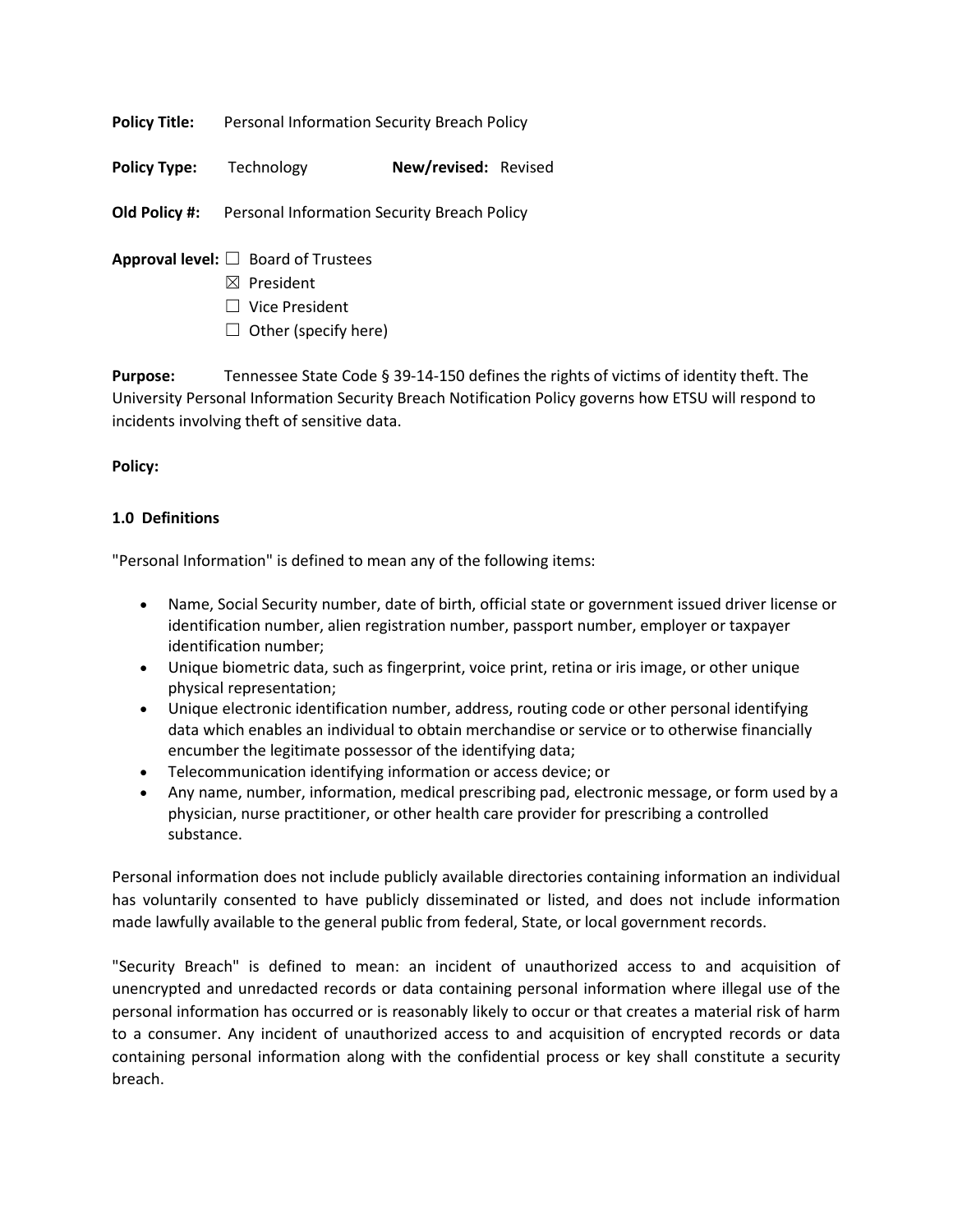**Policy Title:** Personal Information Security Breach Policy

**Policy Type:** Technology **New/revised:** Revised

**Old Policy #:** Personal Information Security Breach Policy

**Approval level:**
- ☐ Board of Trustees
- ☒ President
- ☐ Vice President
- ☐ Other (specify here)

**Purpose:** Tennessee State Code § 39-14-150 defines the rights of victims of identity theft. The University Personal Information Security Breach Notification Policy governs how ETSU will respond to incidents involving theft of sensitive data.

**Policy:**

**1.0 Definitions**

"Personal Information" is defined to mean any of the following items:

- Name, Social Security number, date of birth, official state or government issued driver license or identification number, alien registration number, passport number, employer or taxpayer identification number;
- Unique biometric data, such as fingerprint, voice print, retina or iris image, or other unique physical representation;
- Unique electronic identification number, address, routing code or other personal identifying data which enables an individual to obtain merchandise or service or to otherwise financially encumber the legitimate possessor of the identifying data;
- Telecommunication identifying information or access device; or
- Any name, number, information, medical prescribing pad, electronic message, or form used by a physician, nurse practitioner, or other health care provider for prescribing a controlled substance.

Personal information does not include publicly available directories containing information an individual has voluntarily consented to have publicly disseminated or listed, and does not include information made lawfully available to the general public from federal, State, or local government records.

"Security Breach" is defined to mean: an incident of unauthorized access to and acquisition of unencrypted and unredacted records or data containing personal information where illegal use of the personal information has occurred or is reasonably likely to occur or that creates a material risk of harm to a consumer. Any incident of unauthorized access to and acquisition of encrypted records or data containing personal information along with the confidential process or key shall constitute a security breach.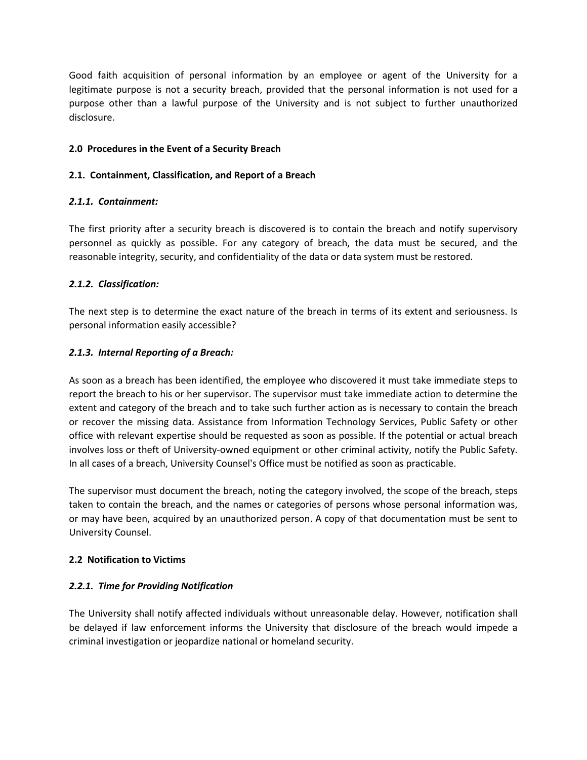Good faith acquisition of personal information by an employee or agent of the University for a legitimate purpose is not a security breach, provided that the personal information is not used for a purpose other than a lawful purpose of the University and is not subject to further unauthorized disclosure.

## 2.0 Procedures in the Event of a Security Breach

### 2.1. Containment, Classification, and Report of a Breach

#### *2.1.1. Containment:*

The first priority after a security breach is discovered is to contain the breach and notify supervisory personnel as quickly as possible. For any category of breach, the data must be secured, and the reasonable integrity, security, and confidentiality of the data or data system must be restored.

#### *2.1.2. Classification:*

The next step is to determine the exact nature of the breach in terms of its extent and seriousness. Is personal information easily accessible?

#### *2.1.3. Internal Reporting of a Breach:*

As soon as a breach has been identified, the employee who discovered it must take immediate steps to report the breach to his or her supervisor. The supervisor must take immediate action to determine the extent and category of the breach and to take such further action as is necessary to contain the breach or recover the missing data. Assistance from Information Technology Services, Public Safety or other office with relevant expertise should be requested as soon as possible. If the potential or actual breach involves loss or theft of University-owned equipment or other criminal activity, notify the Public Safety. In all cases of a breach, University Counsel's Office must be notified as soon as practicable.

The supervisor must document the breach, noting the category involved, the scope of the breach, steps taken to contain the breach, and the names or categories of persons whose personal information was, or may have been, acquired by an unauthorized person. A copy of that documentation must be sent to University Counsel.

### 2.2 Notification to Victims

#### *2.2.1. Time for Providing Notification*

The University shall notify affected individuals without unreasonable delay. However, notification shall be delayed if law enforcement informs the University that disclosure of the breach would impede a criminal investigation or jeopardize national or homeland security.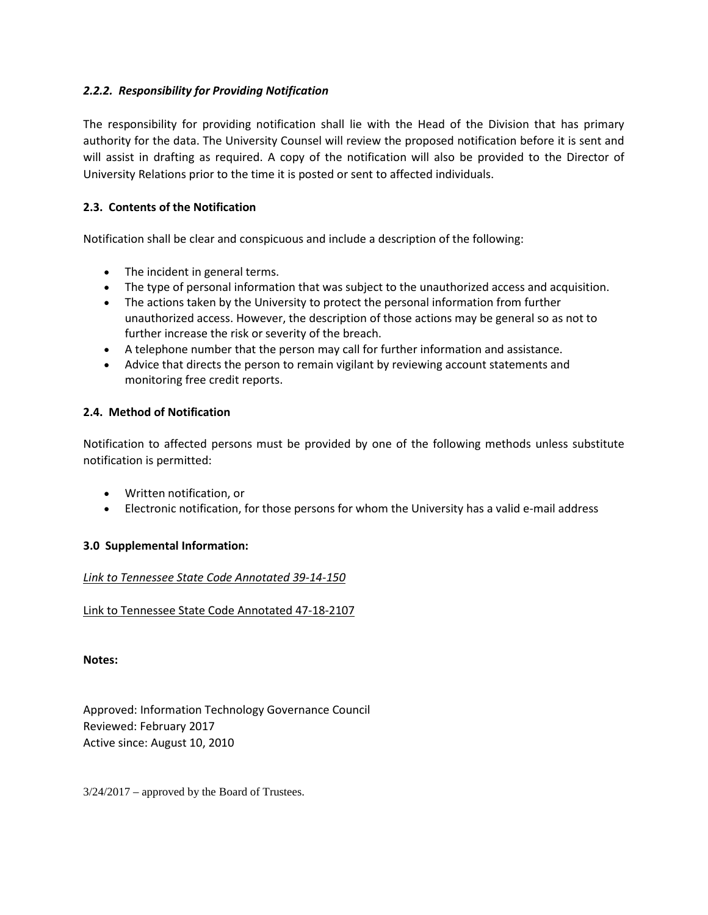#### *2.2.2. Responsibility for Providing Notification*

The responsibility for providing notification shall lie with the Head of the Division that has primary authority for the data. The University Counsel will review the proposed notification before it is sent and will assist in drafting as required. A copy of the notification will also be provided to the Director of University Relations prior to the time it is posted or sent to affected individuals.

### 2.3. Contents of the Notification

Notification shall be clear and conspicuous and include a description of the following:

- The incident in general terms.
- The type of personal information that was subject to the unauthorized access and acquisition.
- The actions taken by the University to protect the personal information from further unauthorized access. However, the description of those actions may be general so as not to further increase the risk or severity of the breach.
- A telephone number that the person may call for further information and assistance.
- Advice that directs the person to remain vigilant by reviewing account statements and monitoring free credit reports.

### 2.4. Method of Notification

Notification to affected persons must be provided by one of the following methods unless substitute notification is permitted:

- Written notification, or
- Electronic notification, for those persons for whom the University has a valid e-mail address

## 3.0 Supplemental Information:

*Link to Tennessee State Code Annotated 39-14-150*

Link to Tennessee State Code Annotated 47-18-2107

**Notes:**

Approved: Information Technology Governance Council
Reviewed: February 2017
Active since: August 10, 2010

3/24/2017 – approved by the Board of Trustees.